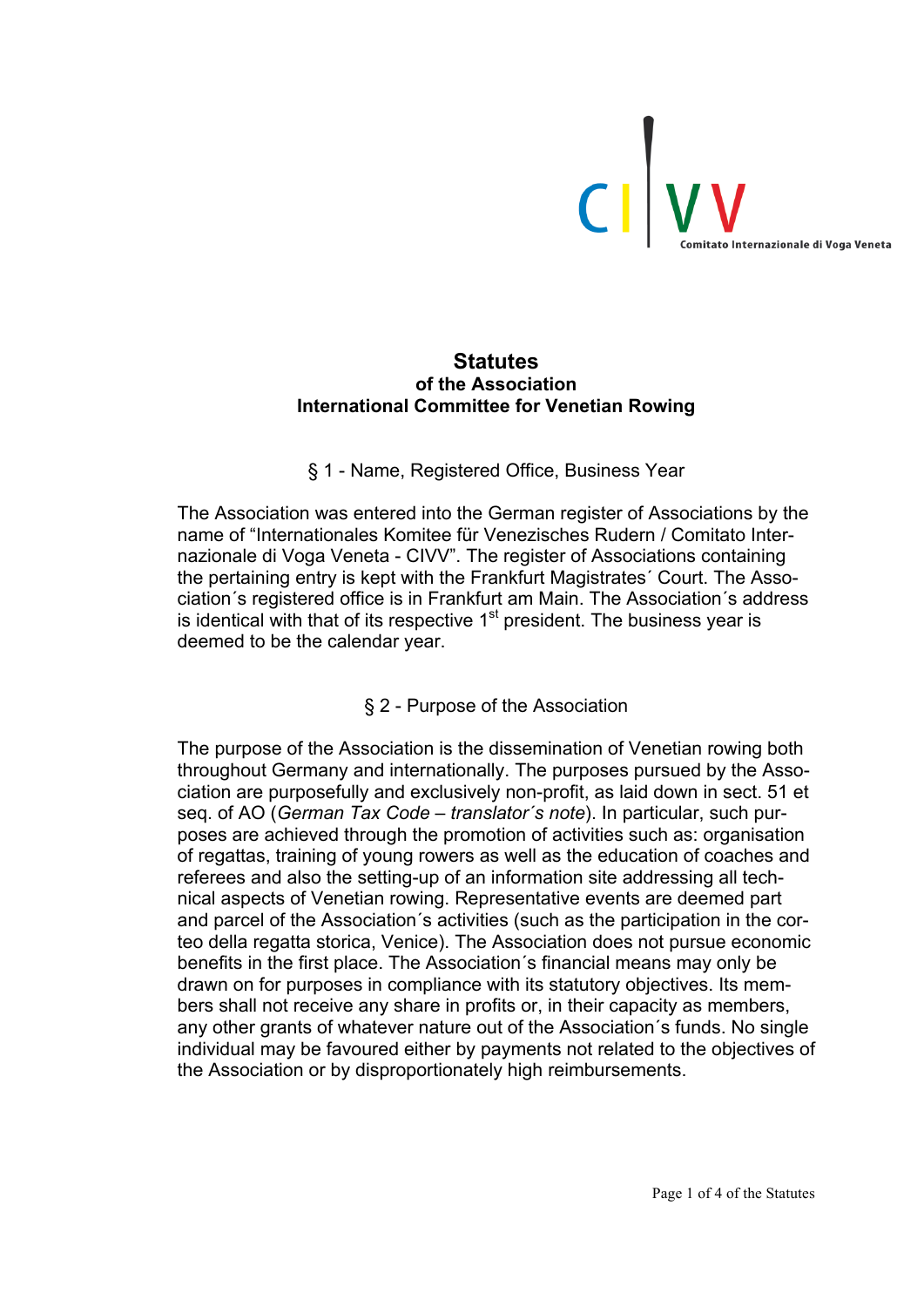CIVV
Comitato Internazionale di Voga Veneta

# Statutes
## of the Association International Committee for Venetian Rowing

### § 1 - Name, Registered Office, Business Year

The Association was entered into the German register of Associations by the name of "Internationales Komitee für Venezisches Rudern / Comitato Internazionale di Voga Veneta - CIVV". The register of Associations containing the pertaining entry is kept with the Frankfurt Magistrates´ Court. The Association´s registered office is in Frankfurt am Main. The Association´s address is identical with that of its respective 1st president. The business year is deemed to be the calendar year.

### § 2 - Purpose of the Association

The purpose of the Association is the dissemination of Venetian rowing both throughout Germany and internationally. The purposes pursued by the Association are purposefully and exclusively non-profit, as laid down in sect. 51 et seq. of AO (*German Tax Code – translator´s note*). In particular, such purposes are achieved through the promotion of activities such as: organisation of regattas, training of young rowers as well as the education of coaches and referees and also the setting-up of an information site addressing all technical aspects of Venetian rowing. Representative events are deemed part and parcel of the Association´s activities (such as the participation in the corteo della regatta storica, Venice). The Association does not pursue economic benefits in the first place. The Association´s financial means may only be drawn on for purposes in compliance with its statutory objectives. Its members shall not receive any share in profits or, in their capacity as members, any other grants of whatever nature out of the Association´s funds. No single individual may be favoured either by payments not related to the objectives of the Association or by disproportionately high reimbursements.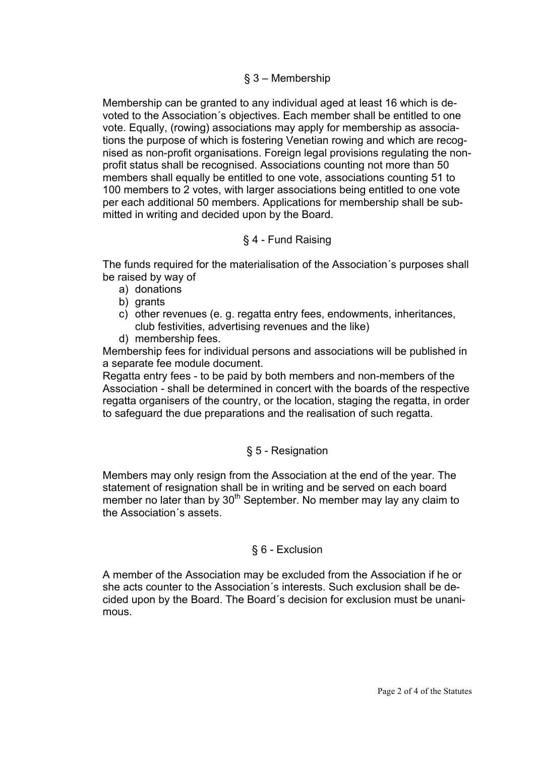## § 3 – Membership

Membership can be granted to any individual aged at least 16 which is devoted to the Association´s objectives. Each member shall be entitled to one vote. Equally, (rowing) associations may apply for membership as associations the purpose of which is fostering Venetian rowing and which are recognised as non-profit organisations. Foreign legal provisions regulating the non-profit status shall be recognised. Associations counting not more than 50 members shall equally be entitled to one vote, associations counting 51 to 100 members to 2 votes, with larger associations being entitled to one vote per each additional 50 members. Applications for membership shall be submitted in writing and decided upon by the Board.

## § 4 - Fund Raising

The funds required for the materialisation of the Association´s purposes shall be raised by way of

a) donations
b) grants
c) other revenues (e. g. regatta entry fees, endowments, inheritances, club festivities, advertising revenues and the like)
d) membership fees.

Membership fees for individual persons and associations will be published in a separate fee module document.

Regatta entry fees - to be paid by both members and non-members of the Association - shall be determined in concert with the boards of the respective regatta organisers of the country, or the location, staging the regatta, in order to safeguard the due preparations and the realisation of such regatta.

## § 5 - Resignation

Members may only resign from the Association at the end of the year. The statement of resignation shall be in writing and be served on each board member no later than by 30th September. No member may lay any claim to the Association´s assets.

## § 6 - Exclusion

A member of the Association may be excluded from the Association if he or she acts counter to the Association´s interests. Such exclusion shall be decided upon by the Board. The Board´s decision for exclusion must be unanimous.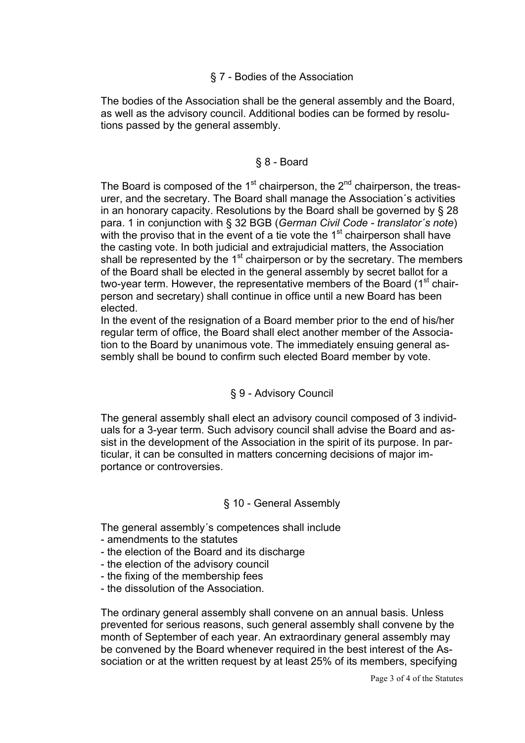## § 7 - Bodies of the Association

The bodies of the Association shall be the general assembly and the Board, as well as the advisory council. Additional bodies can be formed by resolutions passed by the general assembly.

## § 8 - Board

The Board is composed of the 1st chairperson, the 2nd chairperson, the treasurer, and the secretary. The Board shall manage the Association´s activities in an honorary capacity. Resolutions by the Board shall be governed by § 28 para. 1 in conjunction with § 32 BGB (*German Civil Code - translator´s note*) with the proviso that in the event of a tie vote the 1st chairperson shall have the casting vote. In both judicial and extrajudicial matters, the Association shall be represented by the 1st chairperson or by the secretary. The members of the Board shall be elected in the general assembly by secret ballot for a two-year term. However, the representative members of the Board (1st chairperson and secretary) shall continue in office until a new Board has been elected.

In the event of the resignation of a Board member prior to the end of his/her regular term of office, the Board shall elect another member of the Association to the Board by unanimous vote. The immediately ensuing general assembly shall be bound to confirm such elected Board member by vote.

## § 9 - Advisory Council

The general assembly shall elect an advisory council composed of 3 individuals for a 3-year term. Such advisory council shall advise the Board and assist in the development of the Association in the spirit of its purpose. In particular, it can be consulted in matters concerning decisions of major importance or controversies.

## § 10 - General Assembly

The general assembly´s competences shall include

- amendments to the statutes
- the election of the Board and its discharge
- the election of the advisory council
- the fixing of the membership fees
- the dissolution of the Association.

The ordinary general assembly shall convene on an annual basis. Unless prevented for serious reasons, such general assembly shall convene by the month of September of each year. An extraordinary general assembly may be convened by the Board whenever required in the best interest of the Association or at the written request by at least 25% of its members, specifying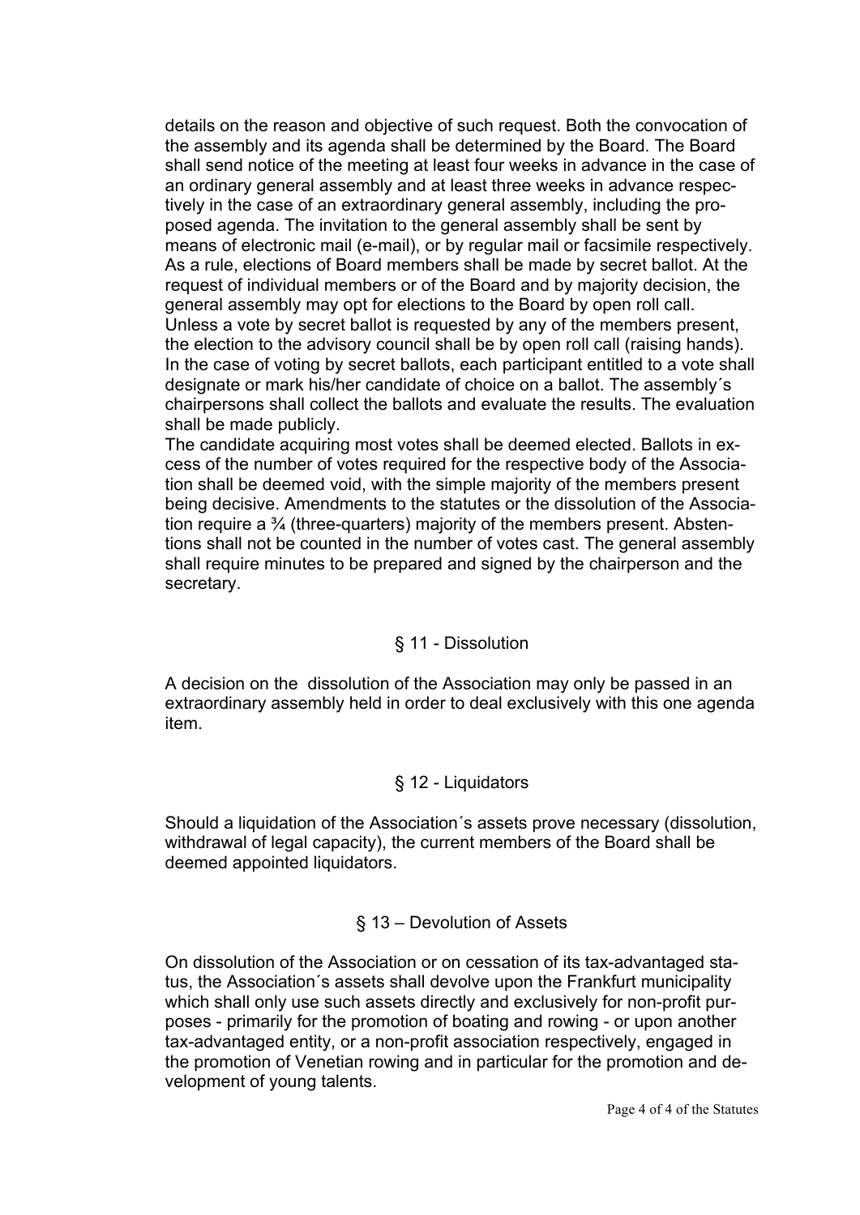details on the reason and objective of such request. Both the convocation of the assembly and its agenda shall be determined by the Board. The Board shall send notice of the meeting at least four weeks in advance in the case of an ordinary general assembly and at least three weeks in advance respectively in the case of an extraordinary general assembly, including the proposed agenda. The invitation to the general assembly shall be sent by means of electronic mail (e-mail), or by regular mail or facsimile respectively. As a rule, elections of Board members shall be made by secret ballot. At the request of individual members or of the Board and by majority decision, the general assembly may opt for elections to the Board by open roll call. Unless a vote by secret ballot is requested by any of the members present, the election to the advisory council shall be by open roll call (raising hands). In the case of voting by secret ballots, each participant entitled to a vote shall designate or mark his/her candidate of choice on a ballot. The assembly´s chairpersons shall collect the ballots and evaluate the results. The evaluation shall be made publicly.
The candidate acquiring most votes shall be deemed elected. Ballots in excess of the number of votes required for the respective body of the Association shall be deemed void, with the simple majority of the members present being decisive. Amendments to the statutes or the dissolution of the Association require a ¾ (three-quarters) majority of the members present. Abstentions shall not be counted in the number of votes cast. The general assembly shall require minutes to be prepared and signed by the chairperson and the secretary.

## § 11 - Dissolution

A decision on the dissolution of the Association may only be passed in an extraordinary assembly held in order to deal exclusively with this one agenda item.

## § 12 - Liquidators

Should a liquidation of the Association´s assets prove necessary (dissolution, withdrawal of legal capacity), the current members of the Board shall be deemed appointed liquidators.

## § 13 – Devolution of Assets

On dissolution of the Association or on cessation of its tax-advantaged status, the Association´s assets shall devolve upon the Frankfurt municipality which shall only use such assets directly and exclusively for non-profit purposes - primarily for the promotion of boating and rowing - or upon another tax-advantaged entity, or a non-profit association respectively, engaged in the promotion of Venetian rowing and in particular for the promotion and development of young talents.